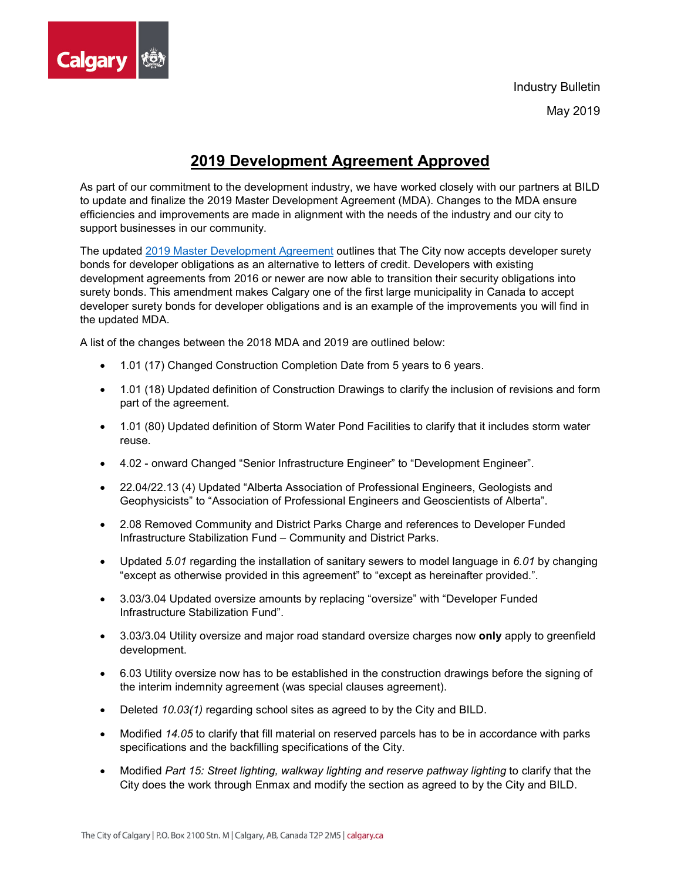Industry Bulletin

May 2019

# 2019 Development Agreement Approved

As part of our commitment to the development industry, we have worked closely with our partners at BILD to update and finalize the 2019 Master Development Agreement (MDA). Changes to the MDA ensure efficiencies and improvements are made in alignment with the needs of the industry and our city to support businesses in our community.

The updated [2019 Master Development Agreement]() outlines that The City now accepts developer surety bonds for developer obligations as an alternative to letters of credit. Developers with existing development agreements from 2016 or newer are now able to transition their security obligations into surety bonds. This amendment makes Calgary one of the first large municipality in Canada to accept developer surety bonds for developer obligations and is an example of the improvements you will find in the updated MDA.

A list of the changes between the 2018 MDA and 2019 are outlined below:

- 1.01 (17) Changed Construction Completion Date from 5 years to 6 years.
- 1.01 (18) Updated definition of Construction Drawings to clarify the inclusion of revisions and form part of the agreement.
- 1.01 (80) Updated definition of Storm Water Pond Facilities to clarify that it includes storm water reuse.
- 4.02 - onward Changed "Senior Infrastructure Engineer" to "Development Engineer".
- 22.04/22.13 (4) Updated "Alberta Association of Professional Engineers, Geologists and Geophysicists" to "Association of Professional Engineers and Geoscientists of Alberta".
- 2.08 Removed Community and District Parks Charge and references to Developer Funded Infrastructure Stabilization Fund – Community and District Parks.
- Updated *5.01* regarding the installation of sanitary sewers to model language in *6.01* by changing "except as otherwise provided in this agreement" to "except as hereinafter provided.".
- 3.03/3.04 Updated oversize amounts by replacing "oversize" with "Developer Funded Infrastructure Stabilization Fund".
- 3.03/3.04 Utility oversize and major road standard oversize charges now **only** apply to greenfield development.
- 6.03 Utility oversize now has to be established in the construction drawings before the signing of the interim indemnity agreement (was special clauses agreement).
- Deleted *10.03(1)* regarding school sites as agreed to by the City and BILD.
- Modified *14.05* to clarify that fill material on reserved parcels has to be in accordance with parks specifications and the backfilling specifications of the City.
- Modified *Part 15: Street lighting, walkway lighting and reserve pathway lighting* to clarify that the City does the work through Enmax and modify the section as agreed to by the City and BILD.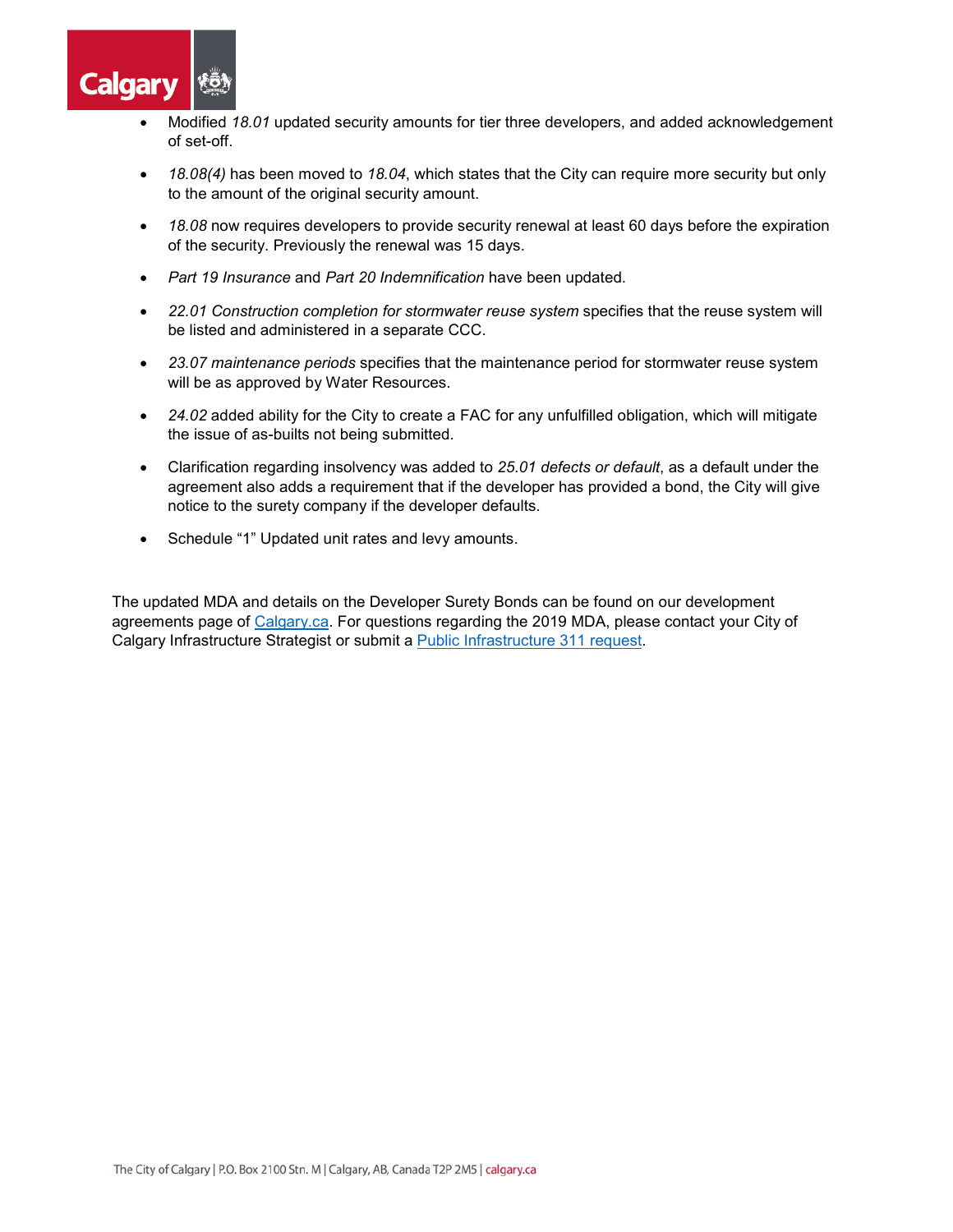- Modified *18.01* updated security amounts for tier three developers, and added acknowledgement of set-off.
- *18.08(4)* has been moved to *18.04*, which states that the City can require more security but only to the amount of the original security amount.
- *18.08* now requires developers to provide security renewal at least 60 days before the expiration of the security. Previously the renewal was 15 days.
- *Part 19 Insurance* and *Part 20 Indemnification* have been updated.
- *22.01 Construction completion for stormwater reuse system* specifies that the reuse system will be listed and administered in a separate CCC.
- *23.07 maintenance periods* specifies that the maintenance period for stormwater reuse system will be as approved by Water Resources.
- *24.02* added ability for the City to create a FAC for any unfulfilled obligation, which will mitigate the issue of as-builts not being submitted.
- Clarification regarding insolvency was added to *25.01 defects or default*, as a default under the agreement also adds a requirement that if the developer has provided a bond, the City will give notice to the surety company if the developer defaults.
- Schedule "1" Updated unit rates and levy amounts.

The updated MDA and details on the Developer Surety Bonds can be found on our development agreements page of [Calgary.ca](). For questions regarding the 2019 MDA, please contact your City of Calgary Infrastructure Strategist or submit a [Public Infrastructure 311 request]().